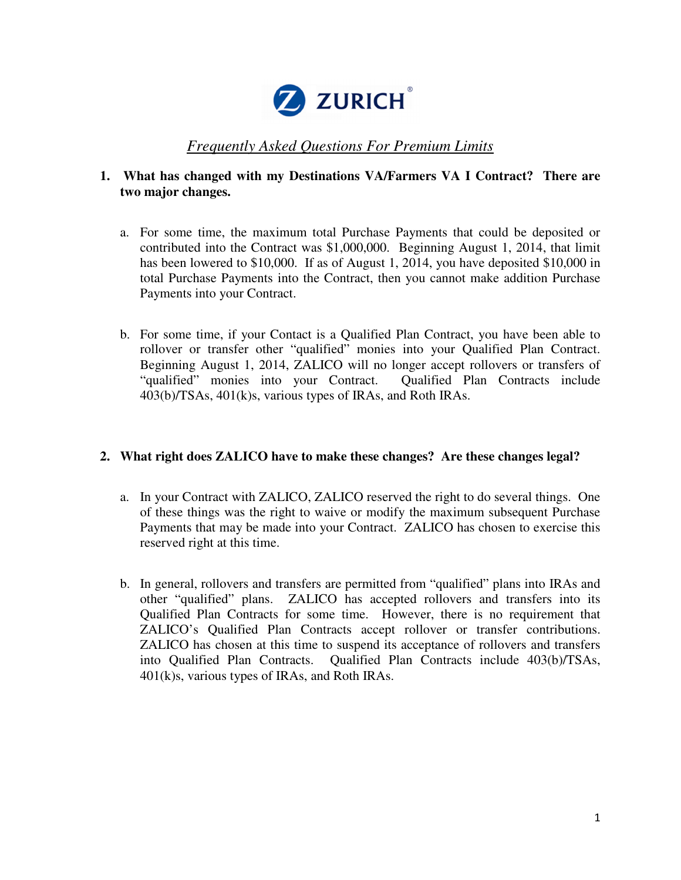ZURICH

# *Frequently Asked Questions For Premium Limits*

1. **What has changed with my Destinations VA/Farmers VA I Contract? There are two major changes.**

   a. For some time, the maximum total Purchase Payments that could be deposited or contributed into the Contract was $1,000,000. Beginning August 1, 2014, that limit has been lowered to $10,000. If as of August 1, 2014, you have deposited $10,000 in total Purchase Payments into the Contract, then you cannot make addition Purchase Payments into your Contract.

   b. For some time, if your Contact is a Qualified Plan Contract, you have been able to rollover or transfer other "qualified" monies into your Qualified Plan Contract. Beginning August 1, 2014, ZALICO will no longer accept rollovers or transfers of "qualified" monies into your Contract. Qualified Plan Contracts include 403(b)/TSAs, 401(k)s, various types of IRAs, and Roth IRAs.

2. **What right does ZALICO have to make these changes? Are these changes legal?**

   a. In your Contract with ZALICO, ZALICO reserved the right to do several things. One of these things was the right to waive or modify the maximum subsequent Purchase Payments that may be made into your Contract. ZALICO has chosen to exercise this reserved right at this time.

   b. In general, rollovers and transfers are permitted from "qualified" plans into IRAs and other "qualified" plans. ZALICO has accepted rollovers and transfers into its Qualified Plan Contracts for some time. However, there is no requirement that ZALICO's Qualified Plan Contracts accept rollover or transfer contributions. ZALICO has chosen at this time to suspend its acceptance of rollovers and transfers into Qualified Plan Contracts. Qualified Plan Contracts include 403(b)/TSAs, 401(k)s, various types of IRAs, and Roth IRAs.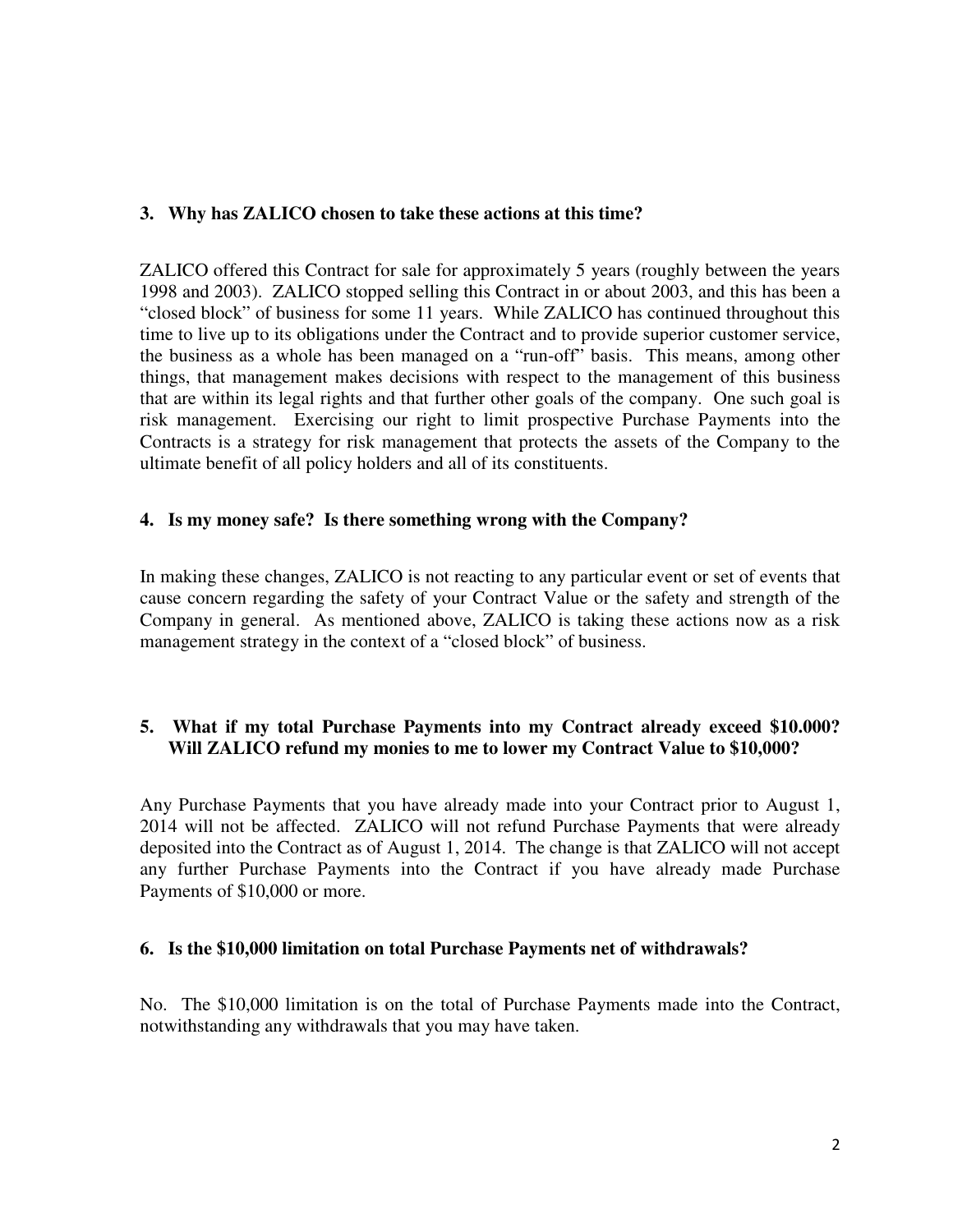**3. Why has ZALICO chosen to take these actions at this time?**

ZALICO offered this Contract for sale for approximately 5 years (roughly between the years 1998 and 2003). ZALICO stopped selling this Contract in or about 2003, and this has been a "closed block" of business for some 11 years. While ZALICO has continued throughout this time to live up to its obligations under the Contract and to provide superior customer service, the business as a whole has been managed on a "run-off" basis. This means, among other things, that management makes decisions with respect to the management of this business that are within its legal rights and that further other goals of the company. One such goal is risk management. Exercising our right to limit prospective Purchase Payments into the Contracts is a strategy for risk management that protects the assets of the Company to the ultimate benefit of all policy holders and all of its constituents.

**4. Is my money safe? Is there something wrong with the Company?**

In making these changes, ZALICO is not reacting to any particular event or set of events that cause concern regarding the safety of your Contract Value or the safety and strength of the Company in general. As mentioned above, ZALICO is taking these actions now as a risk management strategy in the context of a "closed block" of business.

**5. What if my total Purchase Payments into my Contract already exceed \$10.000? Will ZALICO refund my monies to me to lower my Contract Value to \$10,000?**

Any Purchase Payments that you have already made into your Contract prior to August 1, 2014 will not be affected. ZALICO will not refund Purchase Payments that were already deposited into the Contract as of August 1, 2014. The change is that ZALICO will not accept any further Purchase Payments into the Contract if you have already made Purchase Payments of \$10,000 or more.

**6. Is the \$10,000 limitation on total Purchase Payments net of withdrawals?**

No. The \$10,000 limitation is on the total of Purchase Payments made into the Contract, notwithstanding any withdrawals that you may have taken.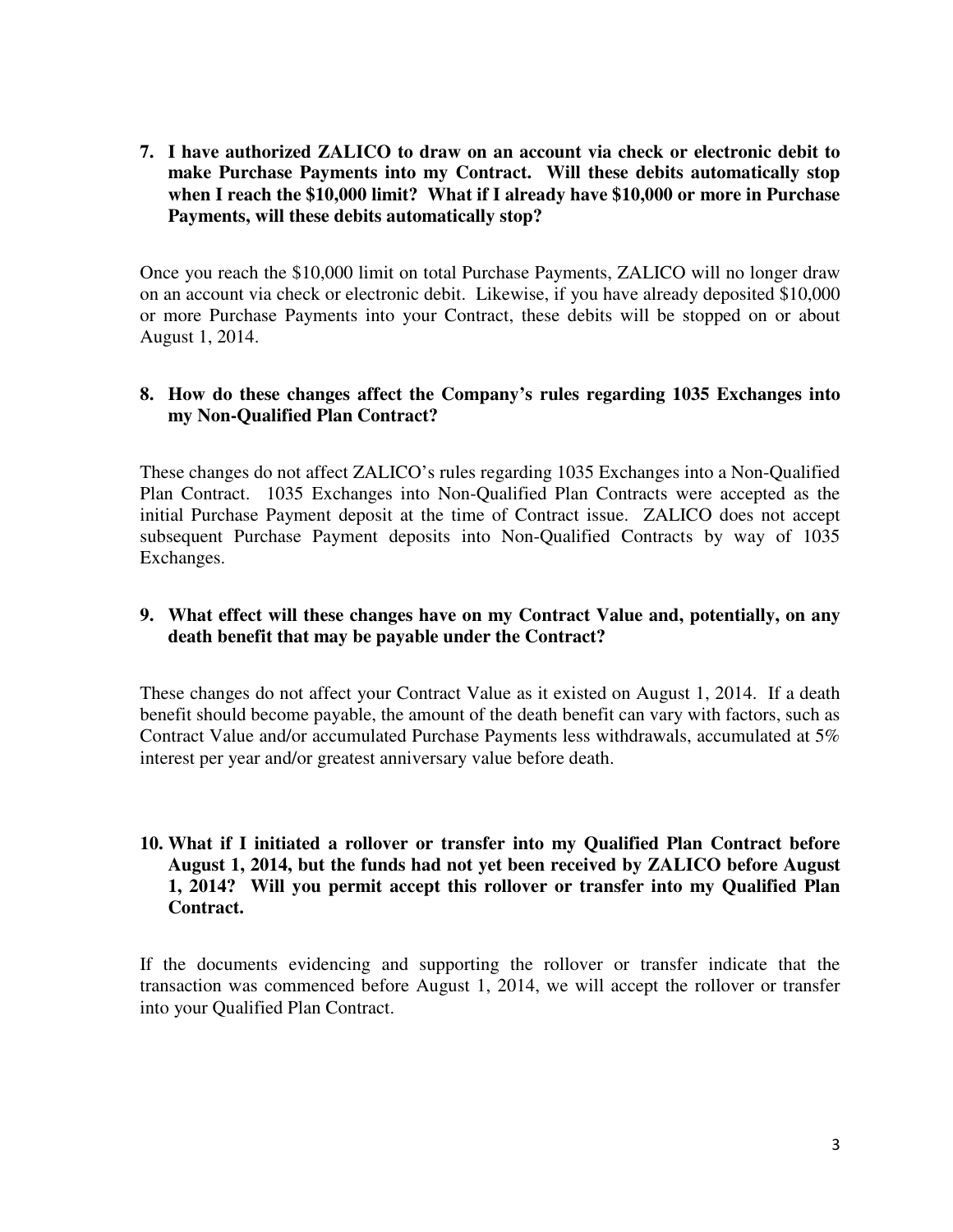**7. I have authorized ZALICO to draw on an account via check or electronic debit to make Purchase Payments into my Contract. Will these debits automatically stop when I reach the $10,000 limit? What if I already have $10,000 or more in Purchase Payments, will these debits automatically stop?**

Once you reach the $10,000 limit on total Purchase Payments, ZALICO will no longer draw on an account via check or electronic debit. Likewise, if you have already deposited $10,000 or more Purchase Payments into your Contract, these debits will be stopped on or about August 1, 2014.

**8. How do these changes affect the Company's rules regarding 1035 Exchanges into my Non-Qualified Plan Contract?**

These changes do not affect ZALICO's rules regarding 1035 Exchanges into a Non-Qualified Plan Contract. 1035 Exchanges into Non-Qualified Plan Contracts were accepted as the initial Purchase Payment deposit at the time of Contract issue. ZALICO does not accept subsequent Purchase Payment deposits into Non-Qualified Contracts by way of 1035 Exchanges.

**9. What effect will these changes have on my Contract Value and, potentially, on any death benefit that may be payable under the Contract?**

These changes do not affect your Contract Value as it existed on August 1, 2014. If a death benefit should become payable, the amount of the death benefit can vary with factors, such as Contract Value and/or accumulated Purchase Payments less withdrawals, accumulated at 5% interest per year and/or greatest anniversary value before death.

**10. What if I initiated a rollover or transfer into my Qualified Plan Contract before August 1, 2014, but the funds had not yet been received by ZALICO before August 1, 2014? Will you permit accept this rollover or transfer into my Qualified Plan Contract.**

If the documents evidencing and supporting the rollover or transfer indicate that the transaction was commenced before August 1, 2014, we will accept the rollover or transfer into your Qualified Plan Contract.